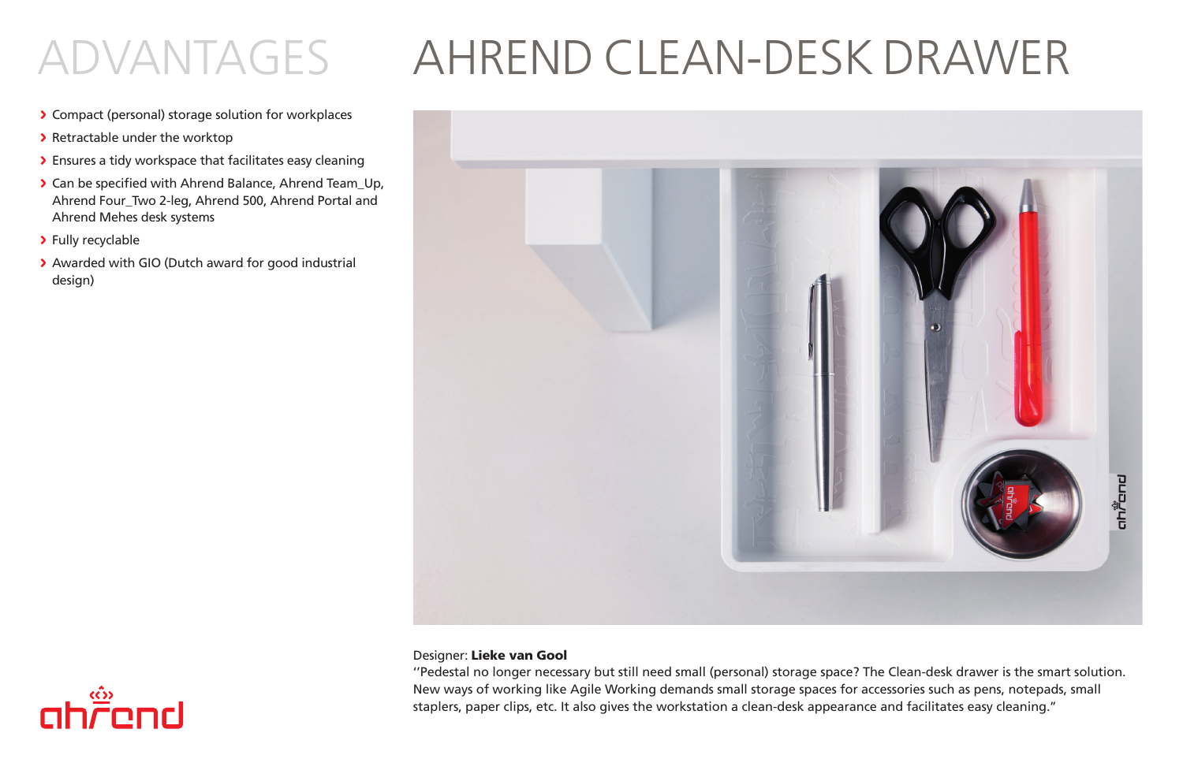# ADVANTAGES

- Compact (personal) storage solution for workplaces
- Retractable under the worktop
- Ensures a tidy workspace that facilitates easy cleaning
- Can be specified with Ahrend Balance, Ahrend Team_Up, Ahrend Four_Two 2-leg, Ahrend 500, Ahrend Portal and Ahrend Mehes desk systems
- Fully recyclable
- Awarded with GIO (Dutch award for good industrial design)

# AHREND CLEAN-DESK DRAWER

Designer: **Lieke van Gool**

''Pedestal no longer necessary but still need small (personal) storage space? The Clean-desk drawer is the smart solution. New ways of working like Agile Working demands small storage spaces for accessories such as pens, notepads, small staplers, paper clips, etc. It also gives the workstation a clean-desk appearance and facilitates easy cleaning."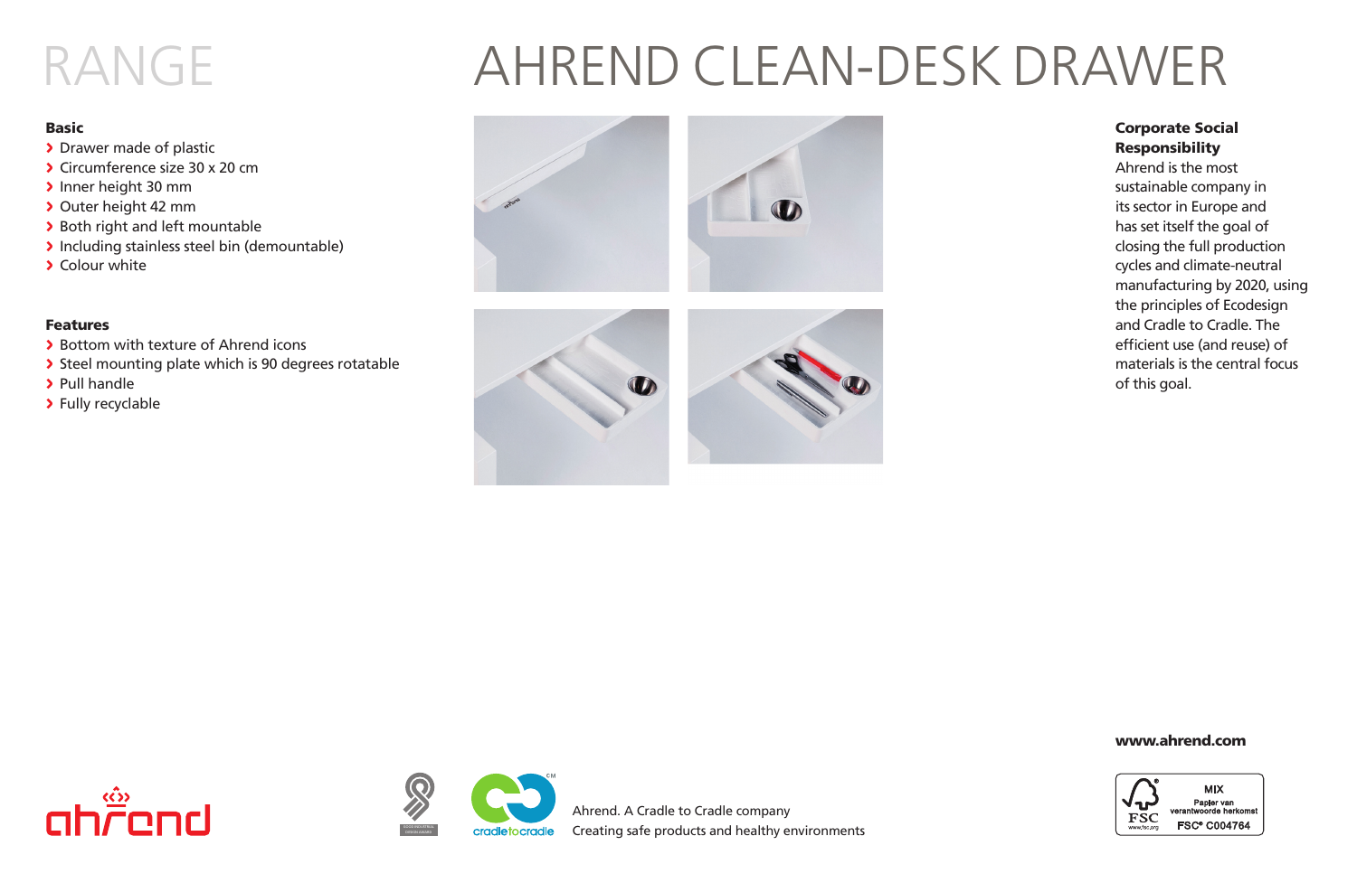# RANGE

# AHREND CLEAN-DESK DRAWER

**Basic**

- Drawer made of plastic
- Circumference size 30 x 20 cm
- Inner height 30 mm
- Outer height 42 mm
- Both right and left mountable
- Including stainless steel bin (demountable)
- Colour white

**Features**

- Bottom with texture of Ahrend icons
- Steel mounting plate which is 90 degrees rotatable
- Pull handle
- Fully recyclable

**Corporate Social Responsibility**

Ahrend is the most sustainable company in its sector in Europe and has set itself the goal of closing the full production cycles and climate-neutral manufacturing by 2020, using the principles of Ecodesign and Cradle to Cradle. The efficient use (and reuse) of materials is the central focus of this goal.

**www.ahrend.com**

Ahrend. A Cradle to Cradle company
Creating safe products and healthy environments

MIX
Papier van verantwoorde herkomst
FSC® C004764